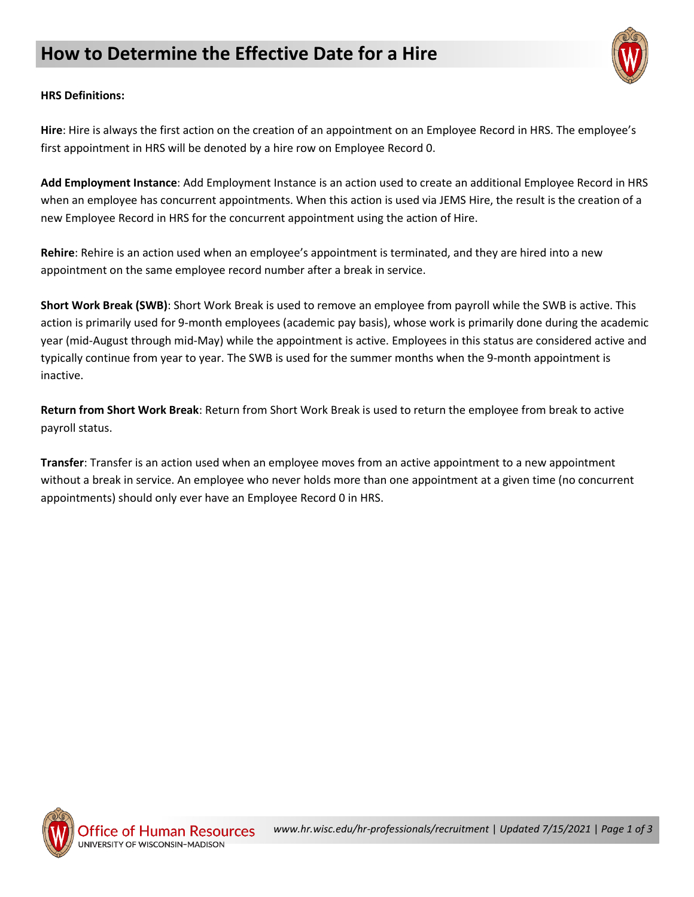# How to Determine the Effective Date for a Hire

**HRS Definitions:**

**Hire**: Hire is always the first action on the creation of an appointment on an Employee Record in HRS. The employee's first appointment in HRS will be denoted by a hire row on Employee Record 0.

**Add Employment Instance**: Add Employment Instance is an action used to create an additional Employee Record in HRS when an employee has concurrent appointments. When this action is used via JEMS Hire, the result is the creation of a new Employee Record in HRS for the concurrent appointment using the action of Hire.

**Rehire**: Rehire is an action used when an employee's appointment is terminated, and they are hired into a new appointment on the same employee record number after a break in service.

**Short Work Break (SWB)**: Short Work Break is used to remove an employee from payroll while the SWB is active. This action is primarily used for 9-month employees (academic pay basis), whose work is primarily done during the academic year (mid-August through mid-May) while the appointment is active. Employees in this status are considered active and typically continue from year to year. The SWB is used for the summer months when the 9-month appointment is inactive.

**Return from Short Work Break**: Return from Short Work Break is used to return the employee from break to active payroll status.

**Transfer**: Transfer is an action used when an employee moves from an active appointment to a new appointment without a break in service. An employee who never holds more than one appointment at a given time (no concurrent appointments) should only ever have an Employee Record 0 in HRS.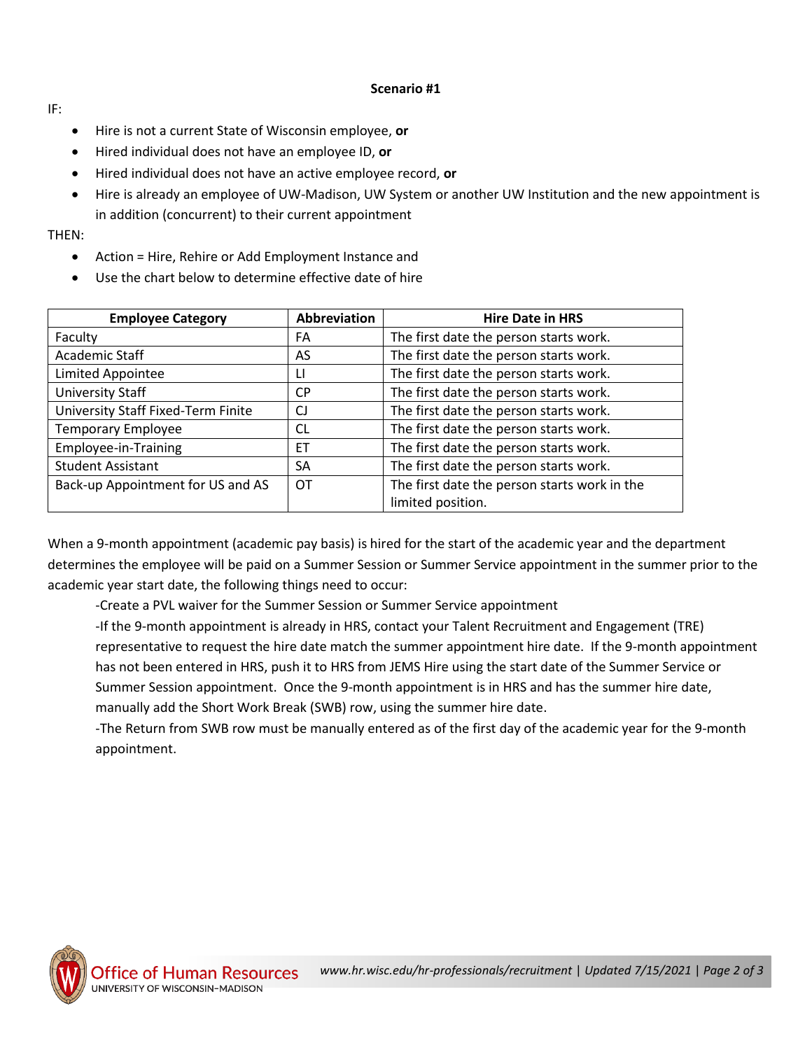**Scenario #1**

IF:

- Hire is not a current State of Wisconsin employee, **or**
- Hired individual does not have an employee ID, **or**
- Hired individual does not have an active employee record, **or**
- Hire is already an employee of UW-Madison, UW System or another UW Institution and the new appointment is in addition (concurrent) to their current appointment

THEN:

- Action = Hire, Rehire or Add Employment Instance and
- Use the chart below to determine effective date of hire

| Employee Category | Abbreviation | Hire Date in HRS |
|---|---|---|
| Faculty | FA | The first date the person starts work. |
| Academic Staff | AS | The first date the person starts work. |
| Limited Appointee | LI | The first date the person starts work. |
| University Staff | CP | The first date the person starts work. |
| University Staff Fixed-Term Finite | CJ | The first date the person starts work. |
| Temporary Employee | CL | The first date the person starts work. |
| Employee-in-Training | ET | The first date the person starts work. |
| Student Assistant | SA | The first date the person starts work. |
| Back-up Appointment for US and AS | OT | The first date the person starts work in the limited position. |

When a 9-month appointment (academic pay basis) is hired for the start of the academic year and the department determines the employee will be paid on a Summer Session or Summer Service appointment in the summer prior to the academic year start date, the following things need to occur:

-Create a PVL waiver for the Summer Session or Summer Service appointment

-If the 9-month appointment is already in HRS, contact your Talent Recruitment and Engagement (TRE) representative to request the hire date match the summer appointment hire date. If the 9-month appointment has not been entered in HRS, push it to HRS from JEMS Hire using the start date of the Summer Service or Summer Session appointment. Once the 9-month appointment is in HRS and has the summer hire date, manually add the Short Work Break (SWB) row, using the summer hire date.

-The Return from SWB row must be manually entered as of the first day of the academic year for the 9-month appointment.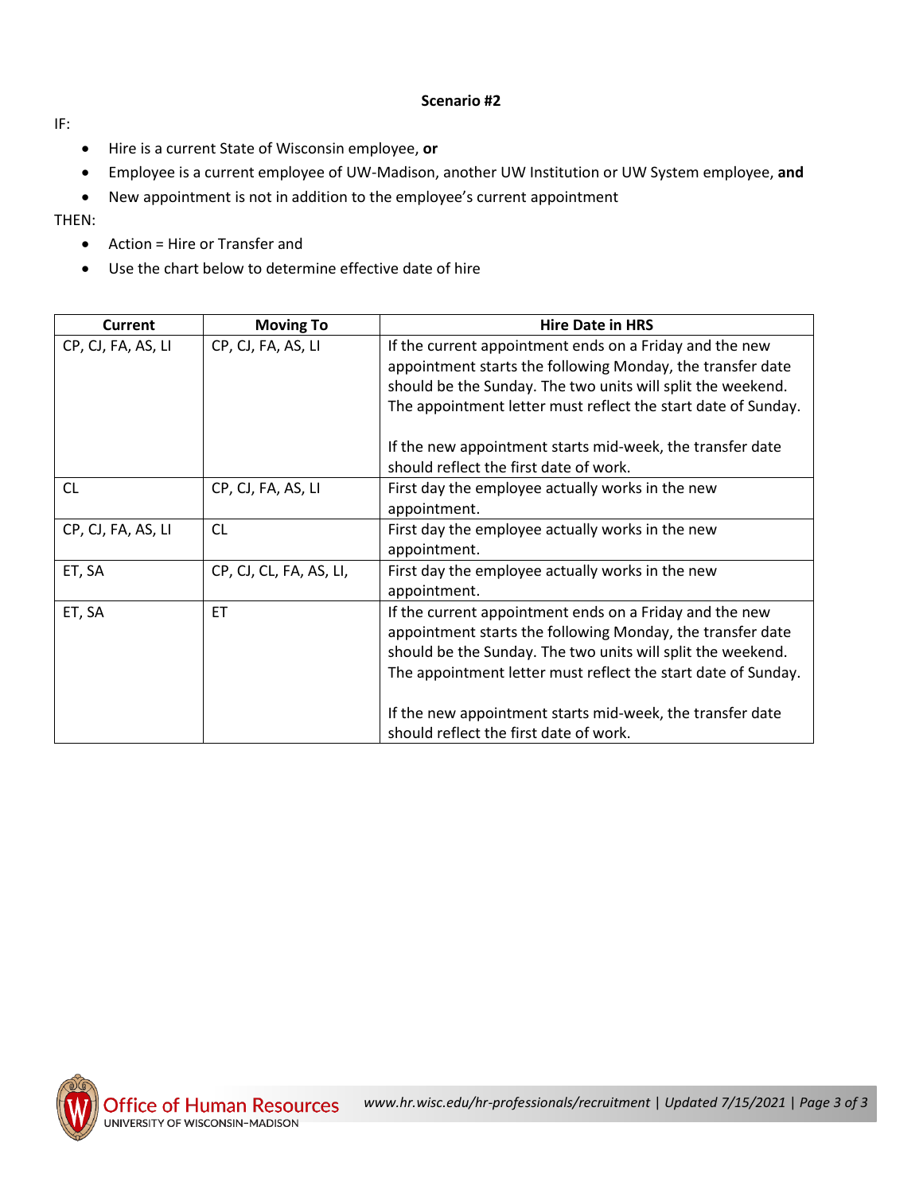**Scenario #2**

IF:

- Hire is a current State of Wisconsin employee, **or**
- Employee is a current employee of UW-Madison, another UW Institution or UW System employee, **and**
- New appointment is not in addition to the employee's current appointment

THEN:

- Action = Hire or Transfer and
- Use the chart below to determine effective date of hire

| Current | Moving To | Hire Date in HRS |
|---|---|---|
| CP, CJ, FA, AS, LI | CP, CJ, FA, AS, LI | If the current appointment ends on a Friday and the new appointment starts the following Monday, the transfer date should be the Sunday. The two units will split the weekend. The appointment letter must reflect the start date of Sunday.<br><br>If the new appointment starts mid-week, the transfer date should reflect the first date of work. |
| CL | CP, CJ, FA, AS, LI | First day the employee actually works in the new appointment. |
| CP, CJ, FA, AS, LI | CL | First day the employee actually works in the new appointment. |
| ET, SA | CP, CJ, CL, FA, AS, LI, | First day the employee actually works in the new appointment. |
| ET, SA | ET | If the current appointment ends on a Friday and the new appointment starts the following Monday, the transfer date should be the Sunday. The two units will split the weekend. The appointment letter must reflect the start date of Sunday.<br><br>If the new appointment starts mid-week, the transfer date should reflect the first date of work. |